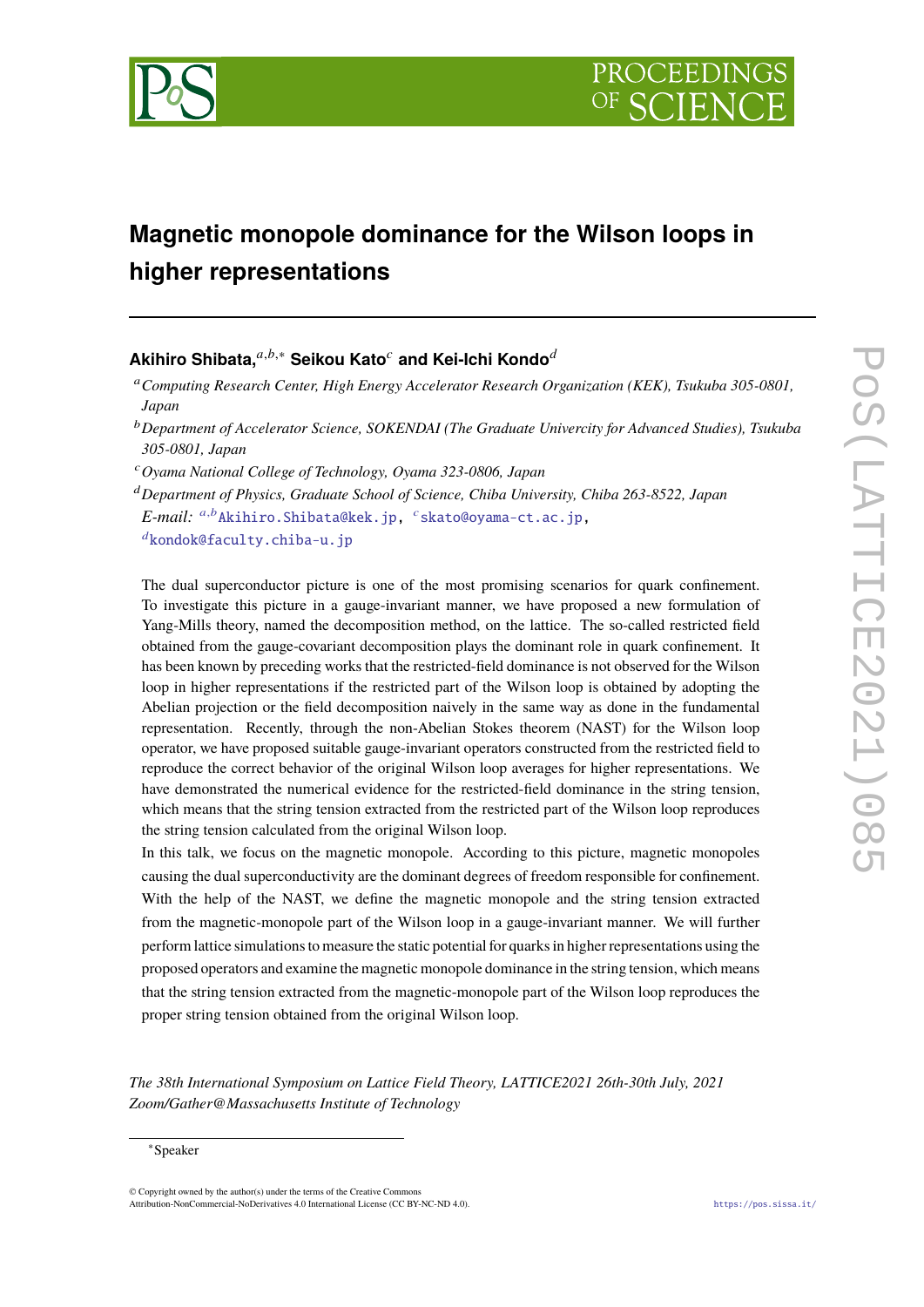# Magnetic monopole dominance for the Wilson loops in higher representations

**Akihiro Shibata,**[a,b,*] **Seikou Kato**[c] **and Kei-Ichi Kondo**[d]

[a] *Computing Research Center, High Energy Accelerator Research Organization (KEK), Tsukuba 305-0801, Japan*

[b] *Department of Accelerator Science, SOKENDAI (The Graduate Univercity for Advanced Studies), Tsukuba 305-0801, Japan*

[c] *Oyama National College of Technology, Oyama 323-0806, Japan*

[d] *Department of Physics, Graduate School of Science, Chiba University, Chiba 263-8522, Japan*

*E-mail:* [a,b]Akihiro.Shibata@kek.jp, [c]skato@oyama-ct.ac.jp, [d]kondok@faculty.chiba-u.jp

The dual superconductor picture is one of the most promising scenarios for quark confinement. To investigate this picture in a gauge-invariant manner, we have proposed a new formulation of Yang-Mills theory, named the decomposition method, on the lattice. The so-called restricted field obtained from the gauge-covariant decomposition plays the dominant role in quark confinement. It has been known by preceding works that the restricted-field dominance is not observed for the Wilson loop in higher representations if the restricted part of the Wilson loop is obtained by adopting the Abelian projection or the field decomposition naively in the same way as done in the fundamental representation. Recently, through the non-Abelian Stokes theorem (NAST) for the Wilson loop operator, we have proposed suitable gauge-invariant operators constructed from the restricted field to reproduce the correct behavior of the original Wilson loop averages for higher representations. We have demonstrated the numerical evidence for the restricted-field dominance in the string tension, which means that the string tension extracted from the restricted part of the Wilson loop reproduces the string tension calculated from the original Wilson loop.

In this talk, we focus on the magnetic monopole. According to this picture, magnetic monopoles causing the dual superconductivity are the dominant degrees of freedom responsible for confinement. With the help of the NAST, we define the magnetic monopole and the string tension extracted from the magnetic-monopole part of the Wilson loop in a gauge-invariant manner. We will further perform lattice simulations to measure the static potential for quarks in higher representations using the proposed operators and examine the magnetic monopole dominance in the string tension, which means that the string tension extracted from the magnetic-monopole part of the Wilson loop reproduces the proper string tension obtained from the original Wilson loop.

*The 38th International Symposium on Lattice Field Theory, LATTICE2021 26th-30th July, 2021 Zoom/Gather@Massachusetts Institute of Technology*

*Speaker

© Copyright owned by the author(s) under the terms of the Creative Commons Attribution-NonCommercial-NoDerivatives 4.0 International License (CC BY-NC-ND 4.0).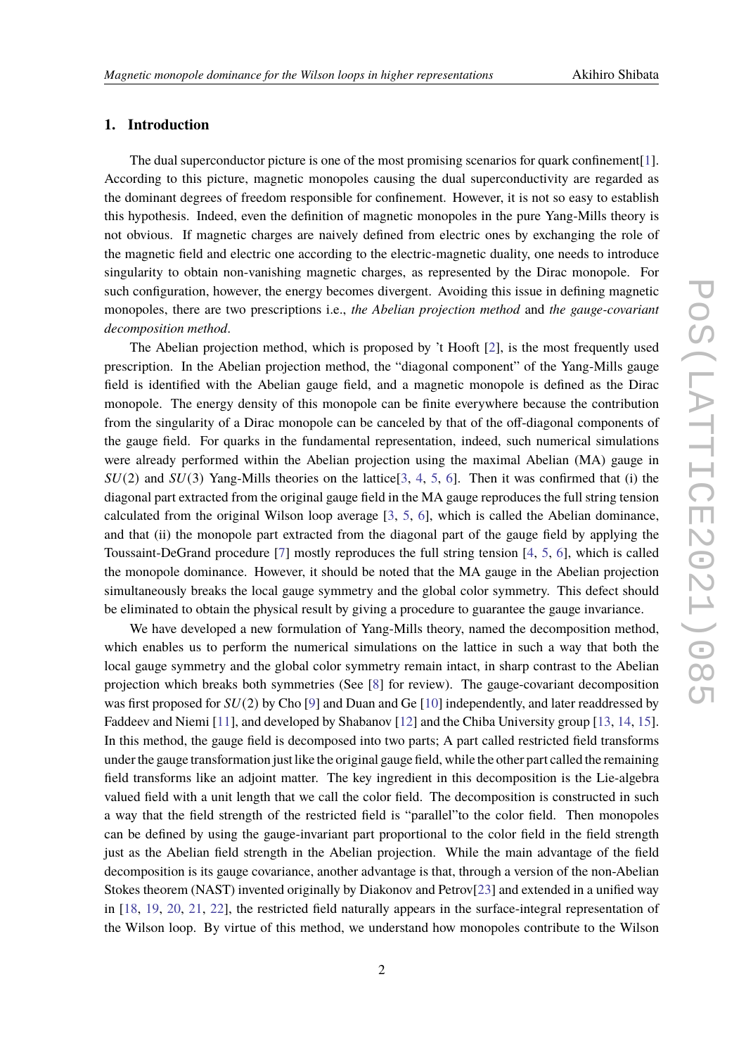## 1. Introduction

The dual superconductor picture is one of the most promising scenarios for quark confinement[1]. According to this picture, magnetic monopoles causing the dual superconductivity are regarded as the dominant degrees of freedom responsible for confinement. However, it is not so easy to establish this hypothesis. Indeed, even the definition of magnetic monopoles in the pure Yang-Mills theory is not obvious. If magnetic charges are naively defined from electric ones by exchanging the role of the magnetic field and electric one according to the electric-magnetic duality, one needs to introduce singularity to obtain non-vanishing magnetic charges, as represented by the Dirac monopole. For such configuration, however, the energy becomes divergent. Avoiding this issue in defining magnetic monopoles, there are two prescriptions i.e., *the Abelian projection method* and *the gauge-covariant decomposition method*.

The Abelian projection method, which is proposed by 't Hooft [2], is the most frequently used prescription. In the Abelian projection method, the "diagonal component" of the Yang-Mills gauge field is identified with the Abelian gauge field, and a magnetic monopole is defined as the Dirac monopole. The energy density of this monopole can be finite everywhere because the contribution from the singularity of a Dirac monopole can be canceled by that of the off-diagonal components of the gauge field. For quarks in the fundamental representation, indeed, such numerical simulations were already performed within the Abelian projection using the maximal Abelian (MA) gauge in $SU(2)$ and $SU(3)$ Yang-Mills theories on the lattice[3, 4, 5, 6]. Then it was confirmed that (i) the diagonal part extracted from the original gauge field in the MA gauge reproduces the full string tension calculated from the original Wilson loop average [3, 5, 6], which is called the Abelian dominance, and that (ii) the monopole part extracted from the diagonal part of the gauge field by applying the Toussaint-DeGrand procedure [7] mostly reproduces the full string tension [4, 5, 6], which is called the monopole dominance. However, it should be noted that the MA gauge in the Abelian projection simultaneously breaks the local gauge symmetry and the global color symmetry. This defect should be eliminated to obtain the physical result by giving a procedure to guarantee the gauge invariance.

We have developed a new formulation of Yang-Mills theory, named the decomposition method, which enables us to perform the numerical simulations on the lattice in such a way that both the local gauge symmetry and the global color symmetry remain intact, in sharp contrast to the Abelian projection which breaks both symmetries (See [8] for review). The gauge-covariant decomposition was first proposed for $SU(2)$ by Cho [9] and Duan and Ge [10] independently, and later readdressed by Faddeev and Niemi [11], and developed by Shabanov [12] and the Chiba University group [13, 14, 15]. In this method, the gauge field is decomposed into two parts; A part called restricted field transforms under the gauge transformation just like the original gauge field, while the other part called the remaining field transforms like an adjoint matter. The key ingredient in this decomposition is the Lie-algebra valued field with a unit length that we call the color field. The decomposition is constructed in such a way that the field strength of the restricted field is "parallel"to the color field. Then monopoles can be defined by using the gauge-invariant part proportional to the color field in the field strength just as the Abelian field strength in the Abelian projection. While the main advantage of the field decomposition is its gauge covariance, another advantage is that, through a version of the non-Abelian Stokes theorem (NAST) invented originally by Diakonov and Petrov[23] and extended in a unified way in [18, 19, 20, 21, 22], the restricted field naturally appears in the surface-integral representation of the Wilson loop. By virtue of this method, we understand how monopoles contribute to the Wilson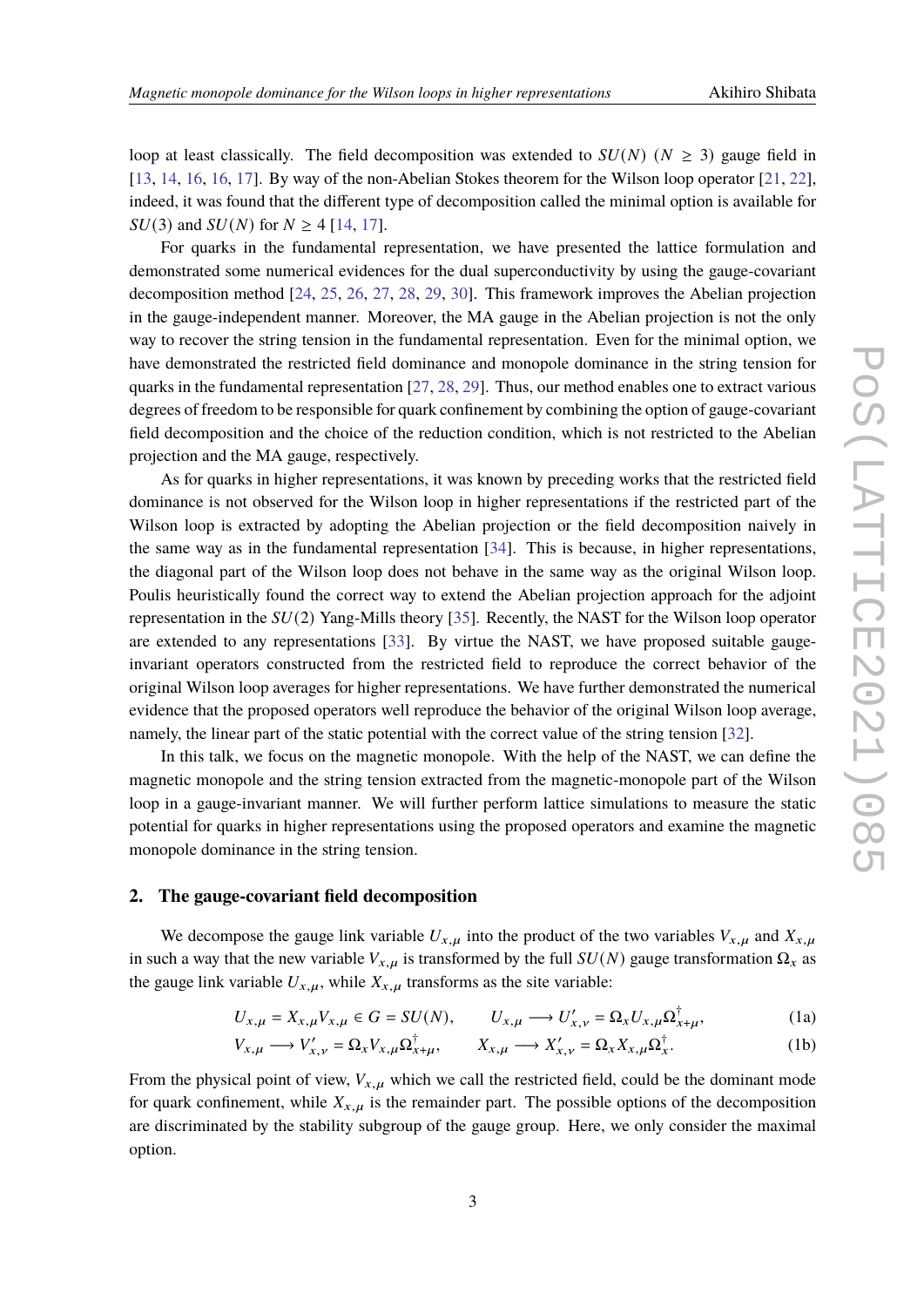loop at least classically. The field decomposition was extended to $SU(N)$ ($N \geq 3$) gauge field in [13, 14, 16, 16, 17]. By way of the non-Abelian Stokes theorem for the Wilson loop operator [21, 22], indeed, it was found that the different type of decomposition called the minimal option is available for $SU(3)$ and $SU(N)$ for $N \geq 4$ [14, 17].

For quarks in the fundamental representation, we have presented the lattice formulation and demonstrated some numerical evidences for the dual superconductivity by using the gauge-covariant decomposition method [24, 25, 26, 27, 28, 29, 30]. This framework improves the Abelian projection in the gauge-independent manner. Moreover, the MA gauge in the Abelian projection is not the only way to recover the string tension in the fundamental representation. Even for the minimal option, we have demonstrated the restricted field dominance and monopole dominance in the string tension for quarks in the fundamental representation [27, 28, 29]. Thus, our method enables one to extract various degrees of freedom to be responsible for quark confinement by combining the option of gauge-covariant field decomposition and the choice of the reduction condition, which is not restricted to the Abelian projection and the MA gauge, respectively.

As for quarks in higher representations, it was known by preceding works that the restricted field dominance is not observed for the Wilson loop in higher representations if the restricted part of the Wilson loop is extracted by adopting the Abelian projection or the field decomposition naively in the same way as in the fundamental representation [34]. This is because, in higher representations, the diagonal part of the Wilson loop does not behave in the same way as the original Wilson loop. Poulis heuristically found the correct way to extend the Abelian projection approach for the adjoint representation in the $SU(2)$ Yang-Mills theory [35]. Recently, the NAST for the Wilson loop operator are extended to any representations [33]. By virtue the NAST, we have proposed suitable gauge-invariant operators constructed from the restricted field to reproduce the correct behavior of the original Wilson loop averages for higher representations. We have further demonstrated the numerical evidence that the proposed operators well reproduce the behavior of the original Wilson loop average, namely, the linear part of the static potential with the correct value of the string tension [32].

In this talk, we focus on the magnetic monopole. With the help of the NAST, we can define the magnetic monopole and the string tension extracted from the magnetic-monopole part of the Wilson loop in a gauge-invariant manner. We will further perform lattice simulations to measure the static potential for quarks in higher representations using the proposed operators and examine the magnetic monopole dominance in the string tension.

## 2. The gauge-covariant field decomposition

We decompose the gauge link variable $U_{x,\mu}$ into the product of the two variables $V_{x,\mu}$ and $X_{x,\mu}$ in such a way that the new variable $V_{x,\mu}$ is transformed by the full $SU(N)$ gauge transformation $\Omega_x$ as the gauge link variable $U_{x,\mu}$, while $X_{x,\mu}$ transforms as the site variable:

$$U_{x,\mu} = X_{x,\mu} V_{x,\mu} \in G = SU(N), \qquad U_{x,\mu} \longrightarrow U'_{x,\nu} = \Omega_x U_{x,\mu} \Omega^{\dagger}_{x+\mu}, \tag{1a}$$

$$V_{x,\mu} \longrightarrow V'_{x,\nu} = \Omega_x V_{x,\mu} \Omega^{\dagger}_{x+\mu}, \qquad X_{x,\mu} \longrightarrow X'_{x,\nu} = \Omega_x X_{x,\mu} \Omega^{\dagger}_{x}. \tag{1b}$$

From the physical point of view, $V_{x,\mu}$ which we call the restricted field, could be the dominant mode for quark confinement, while $X_{x,\mu}$ is the remainder part. The possible options of the decomposition are discriminated by the stability subgroup of the gauge group. Here, we only consider the maximal option.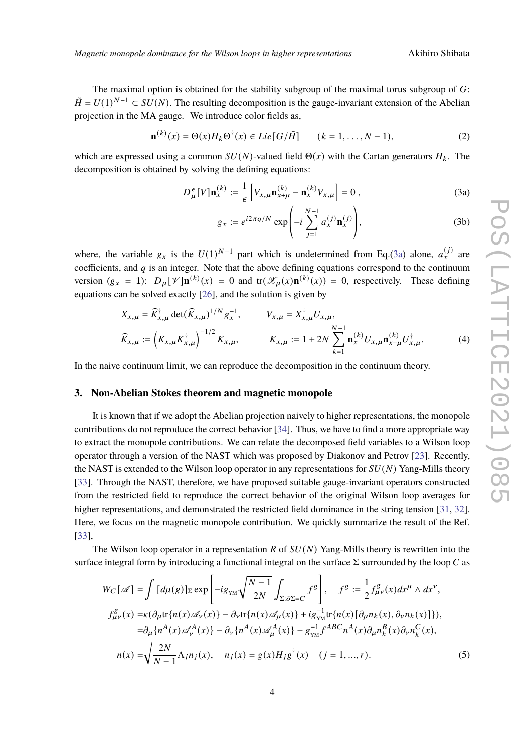The maximal option is obtained for the stability subgroup of the maximal torus subgroup of $G$: $\tilde{H} = U(1)^{N-1} \subset SU(N)$. The resulting decomposition is the gauge-invariant extension of the Abelian projection in the MA gauge. We introduce color fields as,

$$
\mathbf{n}^{(k)}(x) = \Theta(x) H_k \Theta^{\dagger}(x) \in Lie[G/\tilde{H}] \qquad (k = 1, \ldots, N-1), \tag{2}
$$

which are expressed using a common $SU(N)$-valued field $\Theta(x)$ with the Cartan generators $H_k$. The decomposition is obtained by solving the defining equations:

$$
D^{\epsilon}_{\mu}[V]\mathbf{n}^{(k)}_{x} := \frac{1}{\epsilon}\left[V_{x,\mu}\mathbf{n}^{(k)}_{x+\mu} - \mathbf{n}^{(k)}_{x} V_{x,\mu}\right] = 0\,, \tag{3a}
$$

$$
g_x := e^{i2\pi q/N} \exp\left(-i \sum_{j=1}^{N-1} a^{(j)}_{x} \mathbf{n}^{(j)}_{x}\right), \tag{3b}
$$

where, the variable $g_x$ is the $U(1)^{N-1}$ part which is undetermined from Eq.(3a) alone, $a^{(j)}_x$ are coefficients, and $q$ is an integer. Note that the above defining equations correspond to the continuum version ($g_x = \mathbf{1}$): $D_{\mu}[\mathscr{V}]\mathbf{n}^{(k)}(x) = 0$ and $\mathrm{tr}(\mathscr{X}_{\mu}(x)\mathbf{n}^{(k)}(x)) = 0$, respectively. These defining equations can be solved exactly [26], and the solution is given by

$$
\begin{aligned}
X_{x,\mu} &= \widehat{K}^{\dagger}_{x,\mu} \det(\widehat{K}_{x,\mu})^{1/N} g_x^{-1}, \qquad && V_{x,\mu} = X^{\dagger}_{x,\mu} U_{x,\mu}, \\
\widehat{K}_{x,\mu} &:= \left(K_{x,\mu}K^{\dagger}_{x,\mu}\right)^{-1/2} K_{x,\mu}, \qquad && K_{x,\mu} := 1 + 2N \sum_{k=1}^{N-1} \mathbf{n}^{(k)}_{x} U_{x,\mu} \mathbf{n}^{(k)}_{x+\mu} U^{\dagger}_{x,\mu}.
\end{aligned} \tag{4}
$$

In the naive continuum limit, we can reproduce the decomposition in the continuum theory.

## 3. Non-Abelian Stokes theorem and magnetic monopole

It is known that if we adopt the Abelian projection naively to higher representations, the monopole contributions do not reproduce the correct behavior [34]. Thus, we have to find a more appropriate way to extract the monopole contributions. We can relate the decomposed field variables to a Wilson loop operator through a version of the NAST which was proposed by Diakonov and Petrov [23]. Recently, the NAST is extended to the Wilson loop operator in any representations for $SU(N)$ Yang-Mills theory [33]. Through the NAST, therefore, we have proposed suitable gauge-invariant operators constructed from the restricted field to reproduce the correct behavior of the original Wilson loop averages for higher representations, and demonstrated the restricted field dominance in the string tension [31, 32]. Here, we focus on the magnetic monopole contribution. We quickly summarize the result of the Ref. [33],

The Wilson loop operator in a representation $R$ of $SU(N)$ Yang-Mills theory is rewritten into the surface integral form by introducing a functional integral on the surface $\Sigma$ surrounded by the loop $C$ as

$$
\begin{aligned}
W_C[\mathscr{A}] &= \int [d\mu(g)]_{\Sigma} \exp\left[-ig_{\text{YM}}\sqrt{\frac{N-1}{2N}} \int_{\Sigma:\partial\Sigma=C} f^g\right], \quad f^g := \frac{1}{2} f^g_{\mu\nu}(x) dx^{\mu} \wedge dx^{\nu}, \\
f^g_{\mu\nu}(x) &= \kappa(\partial_{\mu}\mathrm{tr}\{n(x)\mathscr{A}_{\nu}(x)\} - \partial_{\nu}\mathrm{tr}\{n(x)\mathscr{A}_{\mu}(x)\} + ig^{-1}_{\text{YM}}\mathrm{tr}\{n(x)[\partial_{\mu}n_k(x), \partial_{\nu}n_k(x)]\}), \\
&= \partial_{\mu}\{n^A(x)\mathscr{A}^A_{\nu}(x)\} - \partial_{\nu}\{n^A(x)\mathscr{A}^A_{\mu}(x)\} - g^{-1}_{\text{YM}} f^{ABC} n^A(x) \partial_{\mu} n^B_k(x) \partial_{\nu} n^C_k(x), \\
n(x) &= \sqrt{\frac{2N}{N-1}} \Lambda_j n_j(x), \quad n_j(x) = g(x) H_j g^{\dagger}(x) \quad (j = 1, \ldots, r).
\end{aligned} \tag{5}
$$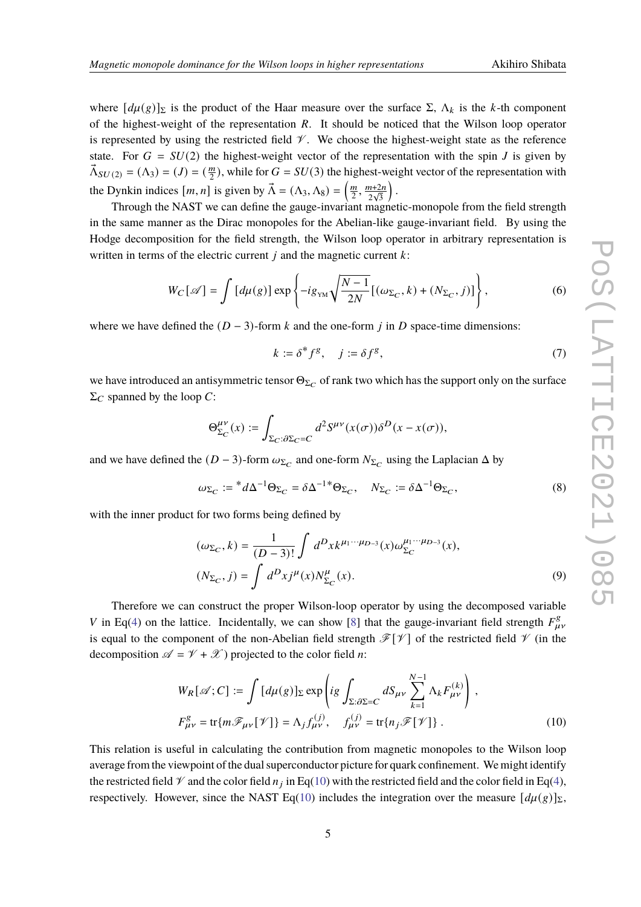where $[d\mu(g)]_\Sigma$ is the product of the Haar measure over the surface $\Sigma$, $\Lambda_k$ is the $k$-th component of the highest-weight of the representation $R$. It should be noticed that the Wilson loop operator is represented by using the restricted field $\mathscr{V}$. We choose the highest-weight state as the reference state. For $G = SU(2)$ the highest-weight vector of the representation with the spin $J$ is given by $\vec{\Lambda}_{SU(2)} = (\Lambda_3) = (J) = (\frac{m}{2})$, while for $G = SU(3)$ the highest-weight vector of the representation with the Dynkin indices $[m, n]$ is given by $\vec{\Lambda} = (\Lambda_3, \Lambda_8) = \left(\frac{m}{2}, \frac{m+2n}{2\sqrt{3}}\right)$.

Through the NAST we can define the gauge-invariant magnetic-monopole from the field strength in the same manner as the Dirac monopoles for the Abelian-like gauge-invariant field. By using the Hodge decomposition for the field strength, the Wilson loop operator in arbitrary representation is written in terms of the electric current $j$ and the magnetic current $k$:

$$W_C[\mathscr{A}] = \int [d\mu(g)] \exp\left\{ -ig_{\text{YM}} \sqrt{\frac{N-1}{2N}} \left[ (\omega_{\Sigma_C}, k) + (N_{\Sigma_C}, j) \right] \right\}, \tag{6}$$

where we have defined the $(D-3)$-form $k$ and the one-form $j$ in $D$ space-time dimensions:

$$k := \delta^* f^g, \quad j := \delta f^g, \tag{7}$$

we have introduced an antisymmetric tensor $\Theta_{\Sigma_C}$ of rank two which has the support only on the surface $\Sigma_C$ spanned by the loop $C$:

$$\Theta^{\mu\nu}_{\Sigma_C}(x) := \int_{\Sigma_C : \partial\Sigma_C = C} d^2 S^{\mu\nu}(x(\sigma)) \delta^D(x - x(\sigma)),$$

and we have defined the $(D-3)$-form $\omega_{\Sigma_C}$ and one-form $N_{\Sigma_C}$ using the Laplacian $\Delta$ by

$$\omega_{\Sigma_C} := {}^* d\Delta^{-1} \Theta_{\Sigma_C} = \delta \Delta^{-1*} \Theta_{\Sigma_C}, \quad N_{\Sigma_C} := \delta \Delta^{-1} \Theta_{\Sigma_C}, \tag{8}$$

with the inner product for two forms being defined by

$$\begin{aligned}
(\omega_{\Sigma_C}, k) &= \frac{1}{(D-3)!} \int d^D x k^{\mu_1 \cdots \mu_{D-3}}(x) \omega^{\mu_1 \cdots \mu_{D-3}}_{\Sigma_C}(x), \\
(N_{\Sigma_C}, j) &= \int d^D x j^\mu(x) N^\mu_{\Sigma_C}(x).
\end{aligned} \tag{9}$$

Therefore we can construct the proper Wilson-loop operator by using the decomposed variable $V$ in Eq(4) on the lattice. Incidentally, we can show [8] that the gauge-invariant field strength $F^g_{\mu\nu}$ is equal to the component of the non-Abelian field strength $\mathscr{F}[\mathscr{V}]$ of the restricted field $\mathscr{V}$ (in the decomposition $\mathscr{A} = \mathscr{V} + \mathscr{X}$) projected to the color field $n$:

$$\begin{aligned}
W_R[\mathscr{A}; C] &:= \int [d\mu(g)]_\Sigma \exp\left( ig \int_{\Sigma:\partial\Sigma = C} dS_{\mu\nu} \sum_{k=1}^{N-1} \Lambda_k F^{(k)}_{\mu\nu} \right), \\
F^g_{\mu\nu} &= \text{tr}\{ m \mathscr{F}_{\mu\nu}[\mathscr{V}] \} = \Lambda_j f^{(j)}_{\mu\nu}, \quad f^{(j)}_{\mu\nu} = \text{tr}\{ n_j \mathscr{F}[\mathscr{V}] \}.
\end{aligned} \tag{10}$$

This relation is useful in calculating the contribution from magnetic monopoles to the Wilson loop average from the viewpoint of the dual superconductor picture for quark confinement. We might identify the restricted field $\mathscr{V}$ and the color field $n_j$ in Eq(10) with the restricted field and the color field in Eq(4), respectively. However, since the NAST Eq(10) includes the integration over the measure $[d\mu(g)]_\Sigma$,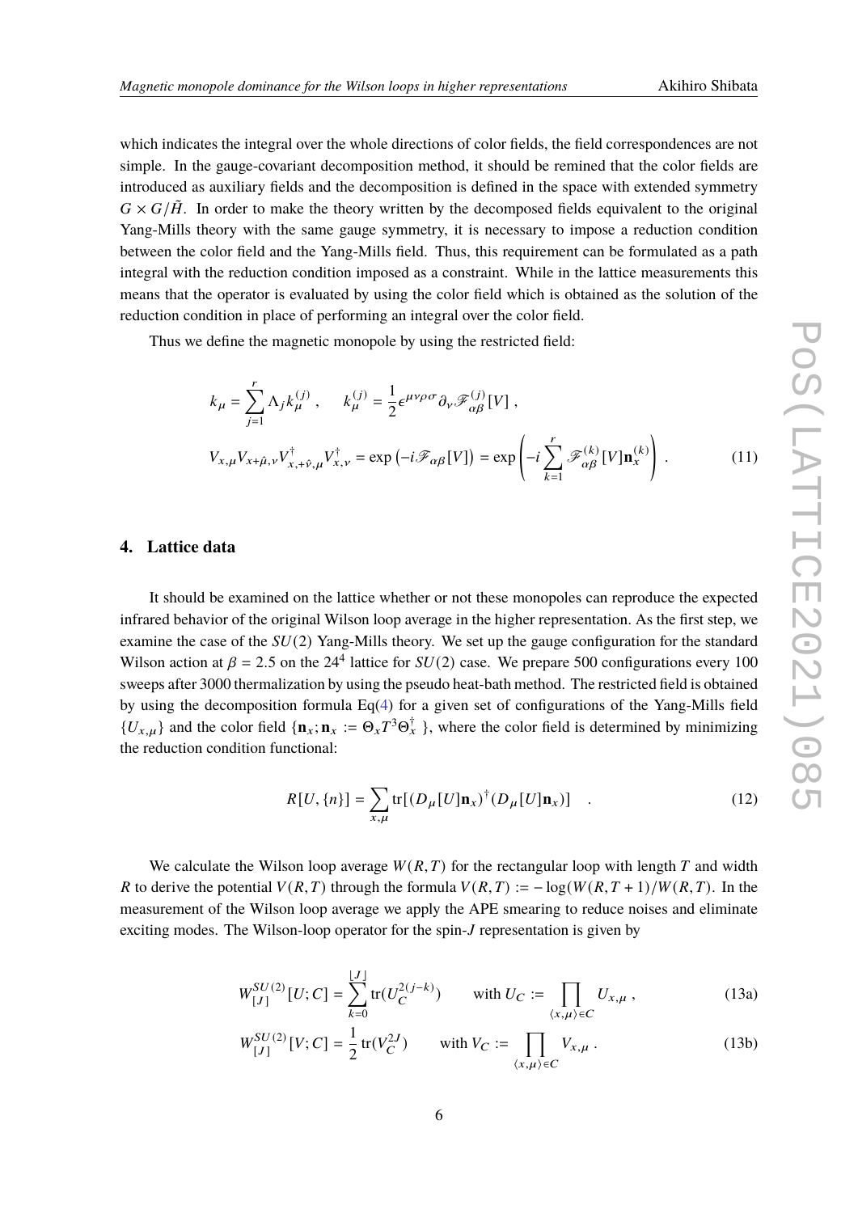which indicates the integral over the whole directions of color fields, the field correspondences are not simple. In the gauge-covariant decomposition method, it should be remined that the color fields are introduced as auxiliary fields and the decomposition is defined in the space with extended symmetry $G \times G/\tilde{H}$. In order to make the theory written by the decomposed fields equivalent to the original Yang-Mills theory with the same gauge symmetry, it is necessary to impose a reduction condition between the color field and the Yang-Mills field. Thus, this requirement can be formulated as a path integral with the reduction condition imposed as a constraint. While in the lattice measurements this means that the operator is evaluated by using the color field which is obtained as the solution of the reduction condition in place of performing an integral over the color field.

Thus we define the magnetic monopole by using the restricted field:

$$
\begin{aligned}
&k_\mu = \sum_{j=1}^{r} \Lambda_j k_\mu^{(j)} , \qquad k_\mu^{(j)} = \frac{1}{2}\epsilon^{\mu\nu\rho\sigma}\partial_\nu \mathscr{F}_{\alpha\beta}^{(j)}[V] , \\
&V_{x,\mu}V_{x+\hat{\mu},\nu}V_{x,+\hat{\nu},\mu}^{\dagger}V_{x,\nu}^{\dagger} = \exp\left(-i\mathscr{F}_{\alpha\beta}[V]\right) = \exp\left(-i\sum_{k=1}^{r}\mathscr{F}_{\alpha\beta}^{(k)}[V]\mathbf{n}_x^{(k)}\right) .
\end{aligned}
\tag{11}
$$

## 4. Lattice data

It should be examined on the lattice whether or not these monopoles can reproduce the expected infrared behavior of the original Wilson loop average in the higher representation. As the first step, we examine the case of the $SU(2)$ Yang-Mills theory. We set up the gauge configuration for the standard Wilson action at $\beta = 2.5$ on the $24^4$ lattice for $SU(2)$ case. We prepare 500 configurations every 100 sweeps after 3000 thermalization by using the pseudo heat-bath method. The restricted field is obtained by using the decomposition formula Eq(4) for a given set of configurations of the Yang-Mills field $\{U_{x,\mu}\}$ and the color field $\{\mathbf{n}_x; \mathbf{n}_x := \Theta_x T^3 \Theta_x^{\dagger}\}$, where the color field is determined by minimizing the reduction condition functional:

$$
R[U, \{n\}] = \sum_{x,\mu} \mathrm{tr}[(D_\mu[U]\mathbf{n}_x)^{\dagger}(D_\mu[U]\mathbf{n}_x)] \quad . \tag{12}
$$

We calculate the Wilson loop average $W(R,T)$ for the rectangular loop with length $T$ and width $R$ to derive the potential $V(R,T)$ through the formula $V(R,T) := -\log(W(R,T+1)/W(R,T)$. In the measurement of the Wilson loop average we apply the APE smearing to reduce noises and eliminate exciting modes. The Wilson-loop operator for the spin-$J$ representation is given by

$$
W_{[J]}^{SU(2)}[U;C] = \sum_{k=0}^{\lfloor J \rfloor} \mathrm{tr}(U_C^{2(j-k)}) \qquad \text{with } U_C := \prod_{\langle x,\mu\rangle \in C} U_{x,\mu} , \tag{13a}
$$

$$
W_{[J]}^{SU(2)}[V;C] = \frac{1}{2}\mathrm{tr}(V_C^{2J}) \qquad \text{with } V_C := \prod_{\langle x,\mu\rangle \in C} V_{x,\mu} . \tag{13b}
$$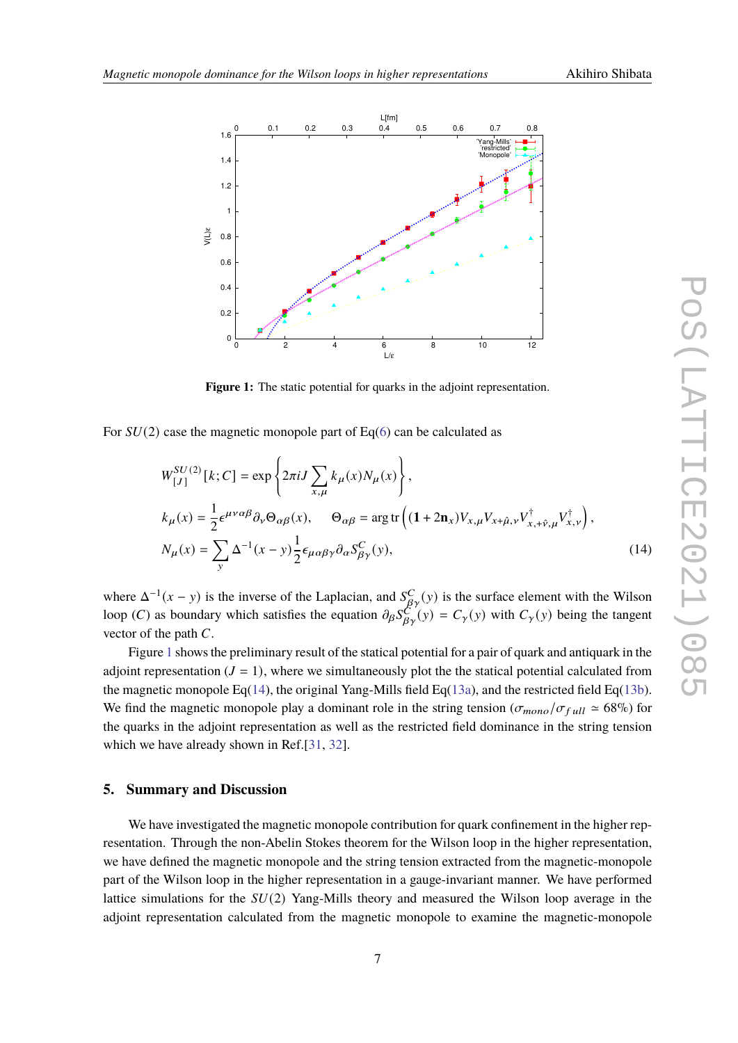**Figure 1:** The static potential for quarks in the adjoint representation.

For $SU(2)$ case the magnetic monopole part of Eq(6) can be calculated as

$$
\begin{aligned}
&W^{SU(2)}_{[J]}[k;C] = \exp\left\{2\pi i J \sum_{x,\mu} k_\mu(x) N_\mu(x)\right\}, \\
&k_\mu(x) = \frac{1}{2}\epsilon^{\mu\nu\alpha\beta}\partial_\nu \Theta_{\alpha\beta}(x), \qquad \Theta_{\alpha\beta} = \arg \mathrm{tr}\left((\mathbf{1}+2\mathbf{n}_x)V_{x,\mu}V_{x+\hat{\mu},\nu}V^\dagger_{x,+\hat{\nu},\mu}V^\dagger_{x,\nu}\right), \\
&N_\mu(x) = \sum_y \Delta^{-1}(x-y)\frac{1}{2}\epsilon_{\mu\alpha\beta\gamma}\partial_\alpha S^C_{\beta\gamma}(y),
\end{aligned}
\tag{14}
$$

where $\Delta^{-1}(x-y)$ is the inverse of the Laplacian, and $S^C_{\beta\gamma}(y)$ is the surface element with the Wilson loop $(C)$ as boundary which satisfies the equation $\partial_\beta S^C_{\beta\gamma}(y) = C_\gamma(y)$ with $C_\gamma(y)$ being the tangent vector of the path $C$.

Figure 1 shows the preliminary result of the statical potential for a pair of quark and antiquark in the adjoint representation ($J = 1$), where we simultaneously plot the the statical potential calculated from the magnetic monopole Eq(14), the original Yang-Mills field Eq(13a), and the restricted field Eq(13b). We find the magnetic monopole play a dominant role in the string tension ($\sigma_{mono}/\sigma_{full} \simeq 68\%$) for the quarks in the adjoint representation as well as the restricted field dominance in the string tension which we have already shown in Ref.[31, 32].

## 5. Summary and Discussion

We have investigated the magnetic monopole contribution for quark confinement in the higher representation. Through the non-Abelin Stokes theorem for the Wilson loop in the higher representation, we have defined the magnetic monopole and the string tension extracted from the magnetic-monopole part of the Wilson loop in the higher representation in a gauge-invariant manner. We have performed lattice simulations for the $SU(2)$ Yang-Mills theory and measured the Wilson loop average in the adjoint representation calculated from the magnetic monopole to examine the magnetic-monopole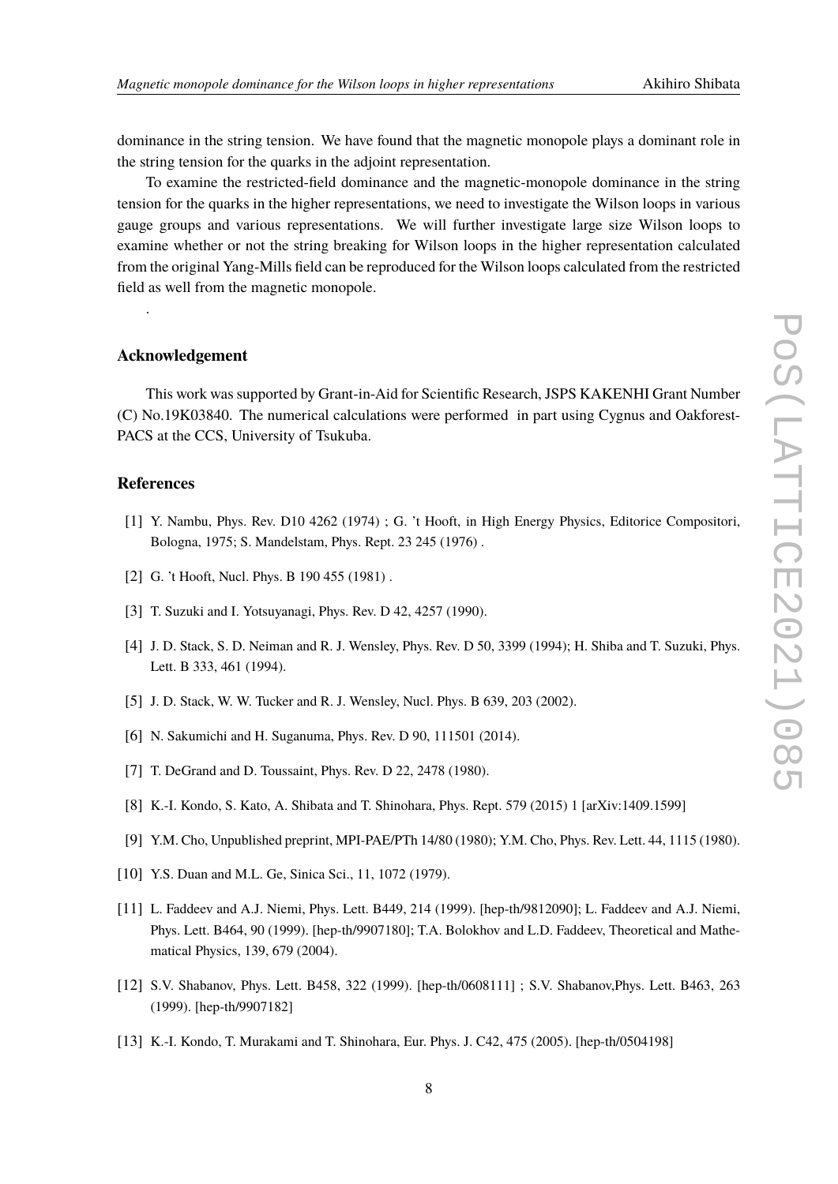dominance in the string tension. We have found that the magnetic monopole plays a dominant role in the string tension for the quarks in the adjoint representation.

To examine the restricted-field dominance and the magnetic-monopole dominance in the string tension for the quarks in the higher representations, we need to investigate the Wilson loops in various gauge groups and various representations. We will further investigate large size Wilson loops to examine whether or not the string breaking for Wilson loops in the higher representation calculated from the original Yang-Mills field can be reproduced for the Wilson loops calculated from the restricted field as well from the magnetic monopole.

.

## Acknowledgement

This work was supported by Grant-in-Aid for Scientific Research, JSPS KAKENHI Grant Number (C) No.19K03840. The numerical calculations were performed in part using Cygnus and Oakforest-PACS at the CCS, University of Tsukuba.

## References

[1] Y. Nambu, Phys. Rev. D10 4262 (1974) ; G. 't Hooft, in High Energy Physics, Editorice Compositori, Bologna, 1975; S. Mandelstam, Phys. Rept. 23 245 (1976) .

[2] G. 't Hooft, Nucl. Phys. B 190 455 (1981) .

[3] T. Suzuki and I. Yotsuyanagi, Phys. Rev. D 42, 4257 (1990).

[4] J. D. Stack, S. D. Neiman and R. J. Wensley, Phys. Rev. D 50, 3399 (1994); H. Shiba and T. Suzuki, Phys. Lett. B 333, 461 (1994).

[5] J. D. Stack, W. W. Tucker and R. J. Wensley, Nucl. Phys. B 639, 203 (2002).

[6] N. Sakumichi and H. Suganuma, Phys. Rev. D 90, 111501 (2014).

[7] T. DeGrand and D. Toussaint, Phys. Rev. D 22, 2478 (1980).

[8] K.-I. Kondo, S. Kato, A. Shibata and T. Shinohara, Phys. Rept. 579 (2015) 1 [arXiv:1409.1599]

[9] Y.M. Cho, Unpublished preprint, MPI-PAE/PTh 14/80 (1980); Y.M. Cho, Phys. Rev. Lett. 44, 1115 (1980).

[10] Y.S. Duan and M.L. Ge, Sinica Sci., 11, 1072 (1979).

[11] L. Faddeev and A.J. Niemi, Phys. Lett. B449, 214 (1999). [hep-th/9812090]; L. Faddeev and A.J. Niemi, Phys. Lett. B464, 90 (1999). [hep-th/9907180]; T.A. Bolokhov and L.D. Faddeev, Theoretical and Mathematical Physics, 139, 679 (2004).

[12] S.V. Shabanov, Phys. Lett. B458, 322 (1999). [hep-th/0608111] ; S.V. Shabanov,Phys. Lett. B463, 263 (1999). [hep-th/9907182]

[13] K.-I. Kondo, T. Murakami and T. Shinohara, Eur. Phys. J. C42, 475 (2005). [hep-th/0504198]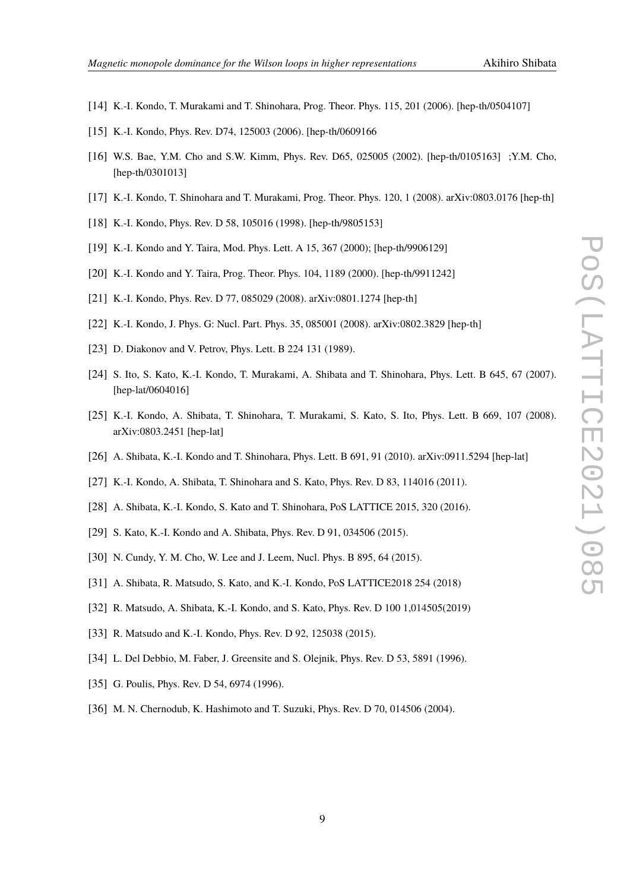[14] K.-I. Kondo, T. Murakami and T. Shinohara, Prog. Theor. Phys. 115, 201 (2006). [hep-th/0504107]

[15] K.-I. Kondo, Phys. Rev. D74, 125003 (2006). [hep-th/0609166

[16] W.S. Bae, Y.M. Cho and S.W. Kimm, Phys. Rev. D65, 025005 (2002). [hep-th/0105163] ;Y.M. Cho, [hep-th/0301013]

[17] K.-I. Kondo, T. Shinohara and T. Murakami, Prog. Theor. Phys. 120, 1 (2008). arXiv:0803.0176 [hep-th]

[18] K.-I. Kondo, Phys. Rev. D 58, 105016 (1998). [hep-th/9805153]

[19] K.-I. Kondo and Y. Taira, Mod. Phys. Lett. A 15, 367 (2000); [hep-th/9906129]

[20] K.-I. Kondo and Y. Taira, Prog. Theor. Phys. 104, 1189 (2000). [hep-th/9911242]

[21] K.-I. Kondo, Phys. Rev. D 77, 085029 (2008). arXiv:0801.1274 [hep-th]

[22] K.-I. Kondo, J. Phys. G: Nucl. Part. Phys. 35, 085001 (2008). arXiv:0802.3829 [hep-th]

[23] D. Diakonov and V. Petrov, Phys. Lett. B 224 131 (1989).

[24] S. Ito, S. Kato, K.-I. Kondo, T. Murakami, A. Shibata and T. Shinohara, Phys. Lett. B 645, 67 (2007). [hep-lat/0604016]

[25] K.-I. Kondo, A. Shibata, T. Shinohara, T. Murakami, S. Kato, S. Ito, Phys. Lett. B 669, 107 (2008). arXiv:0803.2451 [hep-lat]

[26] A. Shibata, K.-I. Kondo and T. Shinohara, Phys. Lett. B 691, 91 (2010). arXiv:0911.5294 [hep-lat]

[27] K.-I. Kondo, A. Shibata, T. Shinohara and S. Kato, Phys. Rev. D 83, 114016 (2011).

[28] A. Shibata, K.-I. Kondo, S. Kato and T. Shinohara, PoS LATTICE 2015, 320 (2016).

[29] S. Kato, K.-I. Kondo and A. Shibata, Phys. Rev. D 91, 034506 (2015).

[30] N. Cundy, Y. M. Cho, W. Lee and J. Leem, Nucl. Phys. B 895, 64 (2015).

[31] A. Shibata, R. Matsudo, S. Kato, and K.-I. Kondo, PoS LATTICE2018 254 (2018)

[32] R. Matsudo, A. Shibata, K.-I. Kondo, and S. Kato, Phys. Rev. D 100 1,014505(2019)

[33] R. Matsudo and K.-I. Kondo, Phys. Rev. D 92, 125038 (2015).

[34] L. Del Debbio, M. Faber, J. Greensite and S. Olejnik, Phys. Rev. D 53, 5891 (1996).

[35] G. Poulis, Phys. Rev. D 54, 6974 (1996).

[36] M. N. Chernodub, K. Hashimoto and T. Suzuki, Phys. Rev. D 70, 014506 (2004).